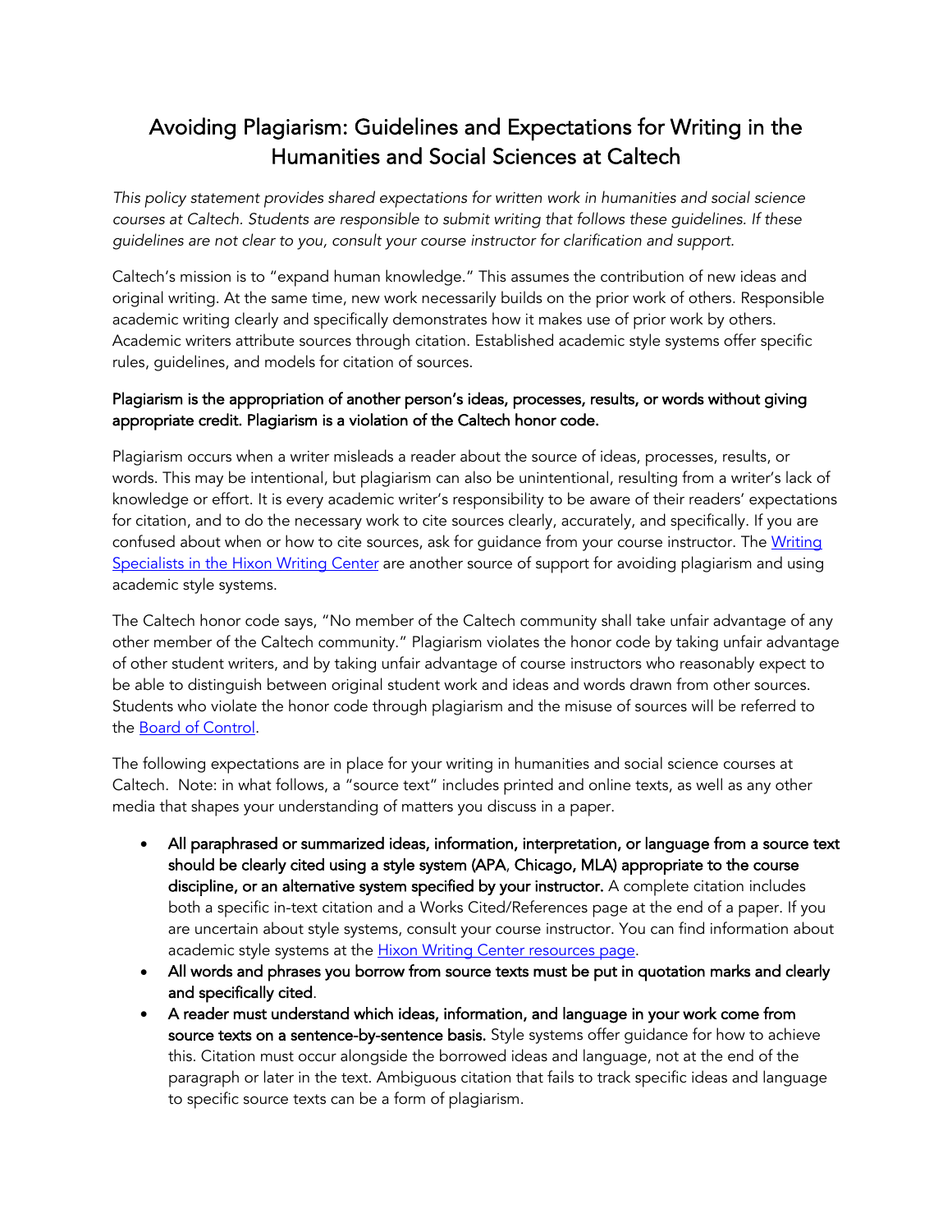# Avoiding Plagiarism: Guidelines and Expectations for Writing in the Humanities and Social Sciences at Caltech

*This policy statement provides shared expectations for written work in humanities and social science courses at Caltech. Students are responsible to submit writing that follows these guidelines. If these guidelines are not clear to you, consult your course instructor for clarification and support.*

Caltech's mission is to "expand human knowledge." This assumes the contribution of new ideas and original writing. At the same time, new work necessarily builds on the prior work of others. Responsible academic writing clearly and specifically demonstrates how it makes use of prior work by others. Academic writers attribute sources through citation. Established academic style systems offer specific rules, guidelines, and models for citation of sources.

**Plagiarism is the appropriation of another person's ideas, processes, results, or words without giving appropriate credit. Plagiarism is a violation of the Caltech honor code.**

Plagiarism occurs when a writer misleads a reader about the source of ideas, processes, results, or words. This may be intentional, but plagiarism can also be unintentional, resulting from a writer's lack of knowledge or effort. It is every academic writer's responsibility to be aware of their readers' expectations for citation, and to do the necessary work to cite sources clearly, accurately, and specifically. If you are confused about when or how to cite sources, ask for guidance from your course instructor. The Writing Specialists in the Hixon Writing Center are another source of support for avoiding plagiarism and using academic style systems.

The Caltech honor code says, "No member of the Caltech community shall take unfair advantage of any other member of the Caltech community." Plagiarism violates the honor code by taking unfair advantage of other student writers, and by taking unfair advantage of course instructors who reasonably expect to be able to distinguish between original student work and ideas and words drawn from other sources. Students who violate the honor code through plagiarism and the misuse of sources will be referred to the Board of Control.

The following expectations are in place for your writing in humanities and social science courses at Caltech. Note: in what follows, a "source text" includes printed and online texts, as well as any other media that shapes your understanding of matters you discuss in a paper.

- **All paraphrased or summarized ideas, information, interpretation, or language from a source text should be clearly cited using a style system (APA, Chicago, MLA) appropriate to the course discipline, or an alternative system specified by your instructor.** A complete citation includes both a specific in-text citation and a Works Cited/References page at the end of a paper. If you are uncertain about style systems, consult your course instructor. You can find information about academic style systems at the Hixon Writing Center resources page.
- **All words and phrases you borrow from source texts must be put in quotation marks and clearly and specifically cited**.
- **A reader must understand which ideas, information, and language in your work come from source texts on a sentence-by-sentence basis.** Style systems offer guidance for how to achieve this. Citation must occur alongside the borrowed ideas and language, not at the end of the paragraph or later in the text. Ambiguous citation that fails to track specific ideas and language to specific source texts can be a form of plagiarism.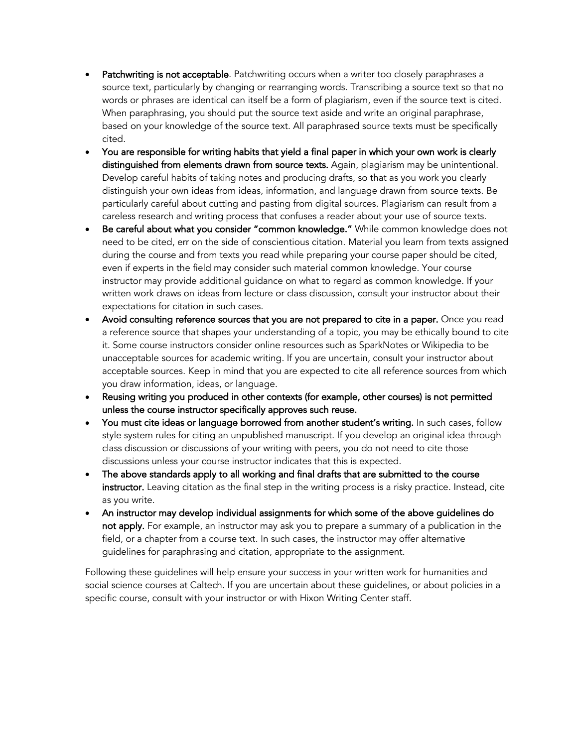- **Patchwriting is not acceptable**. Patchwriting occurs when a writer too closely paraphrases a source text, particularly by changing or rearranging words. Transcribing a source text so that no words or phrases are identical can itself be a form of plagiarism, even if the source text is cited. When paraphrasing, you should put the source text aside and write an original paraphrase, based on your knowledge of the source text. All paraphrased source texts must be specifically cited.
- **You are responsible for writing habits that yield a final paper in which your own work is clearly distinguished from elements drawn from source texts.** Again, plagiarism may be unintentional. Develop careful habits of taking notes and producing drafts, so that as you work you clearly distinguish your own ideas from ideas, information, and language drawn from source texts. Be particularly careful about cutting and pasting from digital sources. Plagiarism can result from a careless research and writing process that confuses a reader about your use of source texts.
- **Be careful about what you consider "common knowledge."** While common knowledge does not need to be cited, err on the side of conscientious citation. Material you learn from texts assigned during the course and from texts you read while preparing your course paper should be cited, even if experts in the field may consider such material common knowledge. Your course instructor may provide additional guidance on what to regard as common knowledge. If your written work draws on ideas from lecture or class discussion, consult your instructor about their expectations for citation in such cases.
- **Avoid consulting reference sources that you are not prepared to cite in a paper.** Once you read a reference source that shapes your understanding of a topic, you may be ethically bound to cite it. Some course instructors consider online resources such as SparkNotes or Wikipedia to be unacceptable sources for academic writing. If you are uncertain, consult your instructor about acceptable sources. Keep in mind that you are expected to cite all reference sources from which you draw information, ideas, or language.
- **Reusing writing you produced in other contexts (for example, other courses) is not permitted unless the course instructor specifically approves such reuse.**
- **You must cite ideas or language borrowed from another student's writing.** In such cases, follow style system rules for citing an unpublished manuscript. If you develop an original idea through class discussion or discussions of your writing with peers, you do not need to cite those discussions unless your course instructor indicates that this is expected.
- **The above standards apply to all working and final drafts that are submitted to the course instructor.** Leaving citation as the final step in the writing process is a risky practice. Instead, cite as you write.
- **An instructor may develop individual assignments for which some of the above guidelines do not apply.** For example, an instructor may ask you to prepare a summary of a publication in the field, or a chapter from a course text. In such cases, the instructor may offer alternative guidelines for paraphrasing and citation, appropriate to the assignment.

Following these guidelines will help ensure your success in your written work for humanities and social science courses at Caltech. If you are uncertain about these guidelines, or about policies in a specific course, consult with your instructor or with Hixon Writing Center staff.